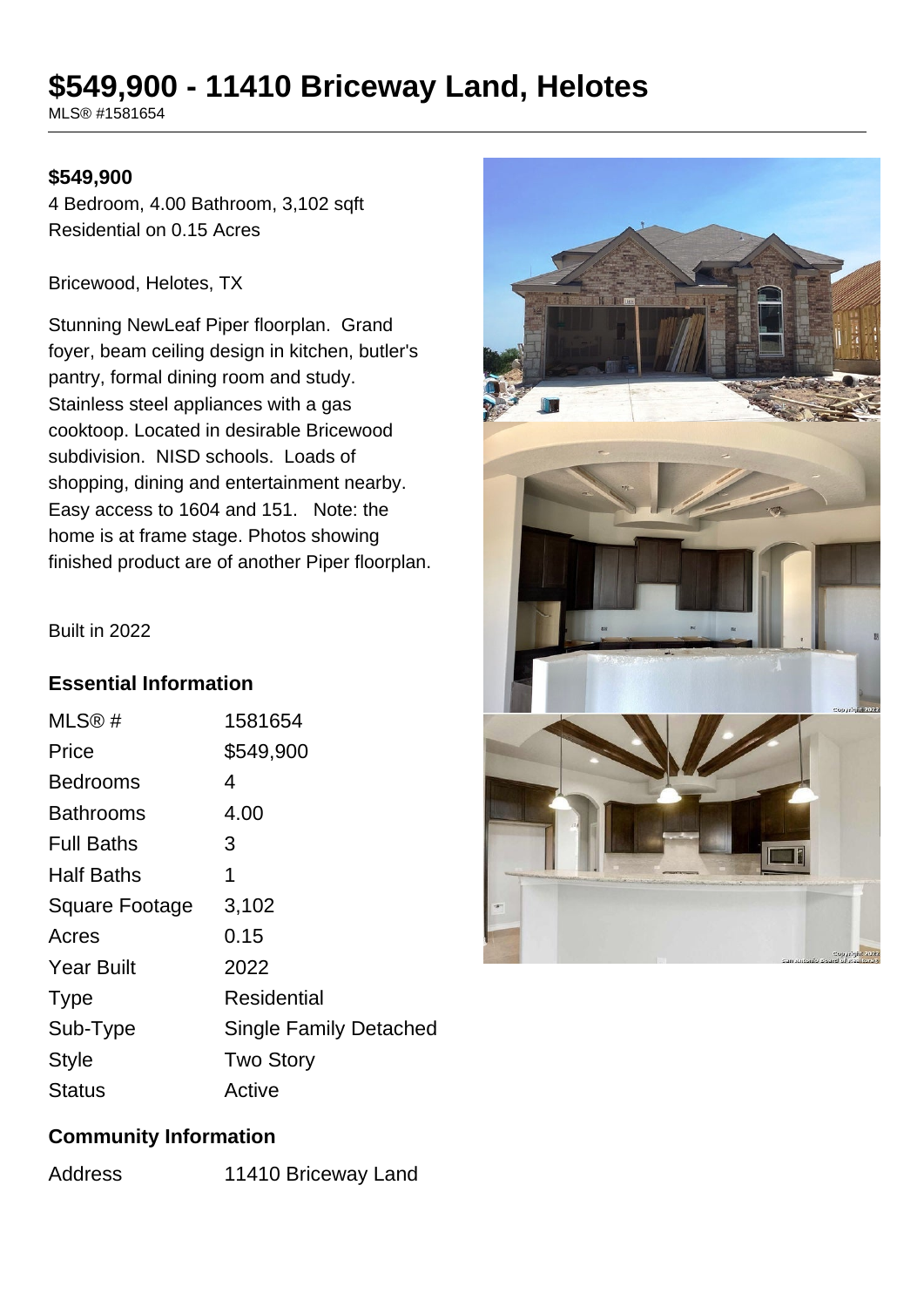# $549,900 - 11410 Briceway Land, Helotes

MLS® #1581654

**$549,900**

4 Bedroom, 4.00 Bathroom, 3,102 sqft
Residential on 0.15 Acres

Bricewood, Helotes, TX

Stunning NewLeaf Piper floorplan. Grand foyer, beam ceiling design in kitchen, butler's pantry, formal dining room and study. Stainless steel appliances with a gas cooktop. Located in desirable Bricewood subdivision. NISD schools. Loads of shopping, dining and entertainment nearby. Easy access to 1604 and 151. Note: the home is at frame stage. Photos showing finished product are of another Piper floorplan.

Built in 2022

## Essential Information

| | |
|---|---|
| MLS® # | 1581654 |
| Price | $549,900 |
| Bedrooms | 4 |
| Bathrooms | 4.00 |
| Full Baths | 3 |
| Half Baths | 1 |
| Square Footage | 3,102 |
| Acres | 0.15 |
| Year Built | 2022 |
| Type | Residential |
| Sub-Type | Single Family Detached |
| Style | Two Story |
| Status | Active |

## Community Information

| | |
|---|---|
| Address | 11410 Briceway Land |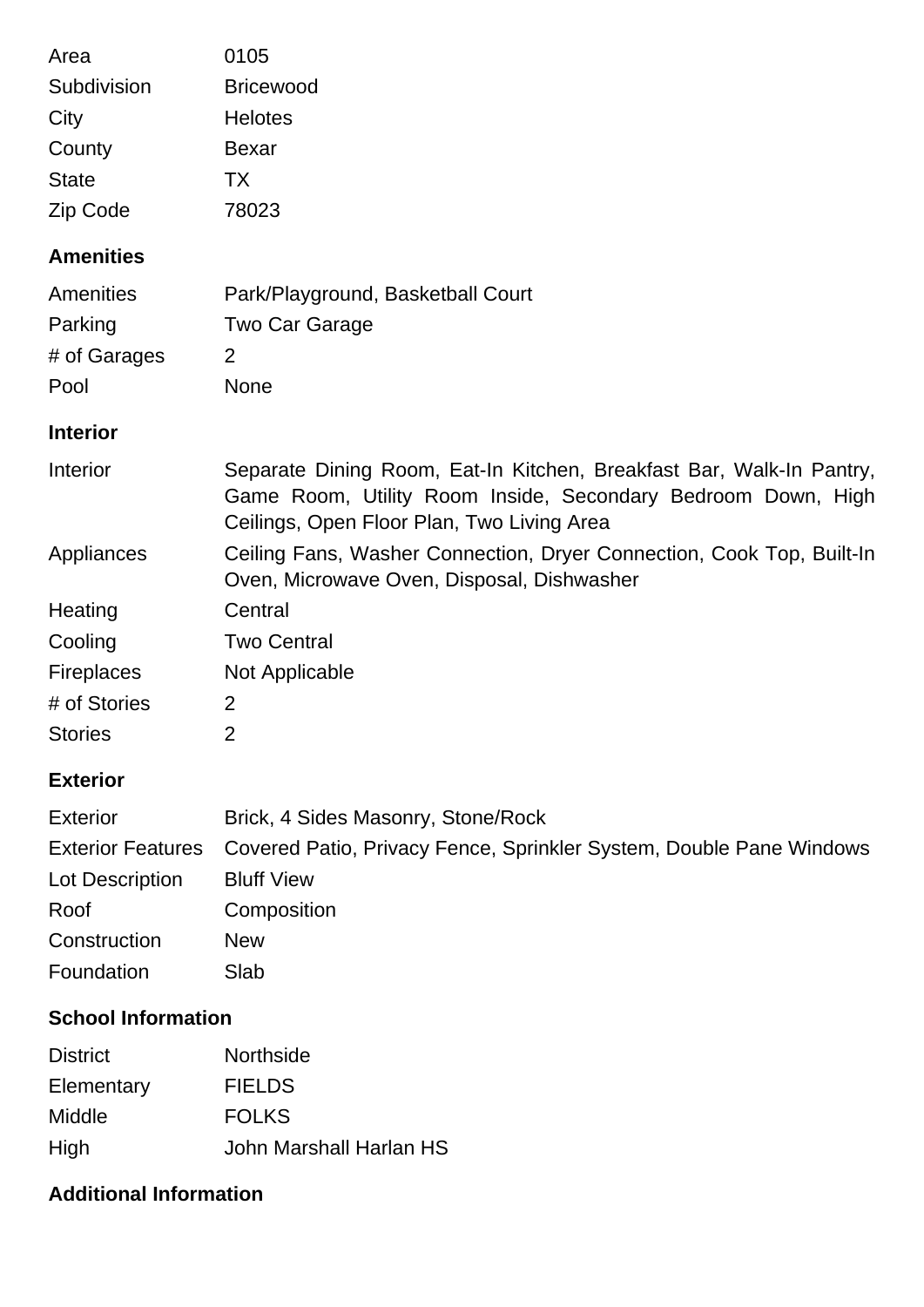| | |
|---|---|
| Area | 0105 |
| Subdivision | Bricewood |
| City | Helotes |
| County | Bexar |
| State | TX |
| Zip Code | 78023 |

## Amenities

| | |
|---|---|
| Amenities | Park/Playground, Basketball Court |
| Parking | Two Car Garage |
| # of Garages | 2 |
| Pool | None |

## Interior

| | |
|---|---|
| Interior | Separate Dining Room, Eat-In Kitchen, Breakfast Bar, Walk-In Pantry, Game Room, Utility Room Inside, Secondary Bedroom Down, High Ceilings, Open Floor Plan, Two Living Area |
| Appliances | Ceiling Fans, Washer Connection, Dryer Connection, Cook Top, Built-In Oven, Microwave Oven, Disposal, Dishwasher |
| Heating | Central |
| Cooling | Two Central |
| Fireplaces | Not Applicable |
| # of Stories | 2 |
| Stories | 2 |

## Exterior

| | |
|---|---|
| Exterior | Brick, 4 Sides Masonry, Stone/Rock |
| Exterior Features | Covered Patio, Privacy Fence, Sprinkler System, Double Pane Windows |
| Lot Description | Bluff View |
| Roof | Composition |
| Construction | New |
| Foundation | Slab |

## School Information

| | |
|---|---|
| District | Northside |
| Elementary | FIELDS |
| Middle | FOLKS |
| High | John Marshall Harlan HS |

## Additional Information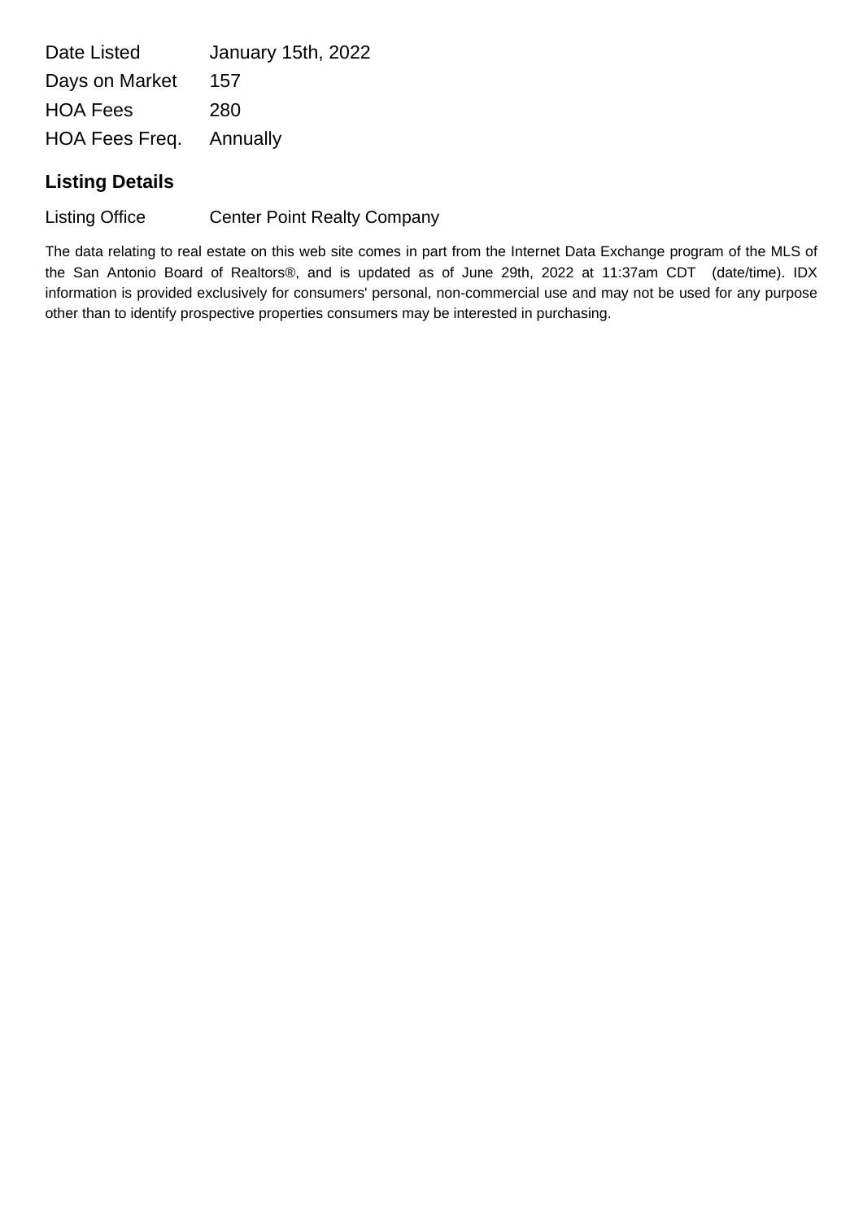| | |
|---|---|
| Date Listed | January 15th, 2022 |
| Days on Market | 157 |
| HOA Fees | 280 |
| HOA Fees Freq. | Annually |

## Listing Details

| | |
|---|---|
| Listing Office | Center Point Realty Company |

The data relating to real estate on this web site comes in part from the Internet Data Exchange program of the MLS of the San Antonio Board of Realtors®, and is updated as of June 29th, 2022 at 11:37am CDT (date/time). IDX information is provided exclusively for consumers' personal, non-commercial use and may not be used for any purpose other than to identify prospective properties consumers may be interested in purchasing.